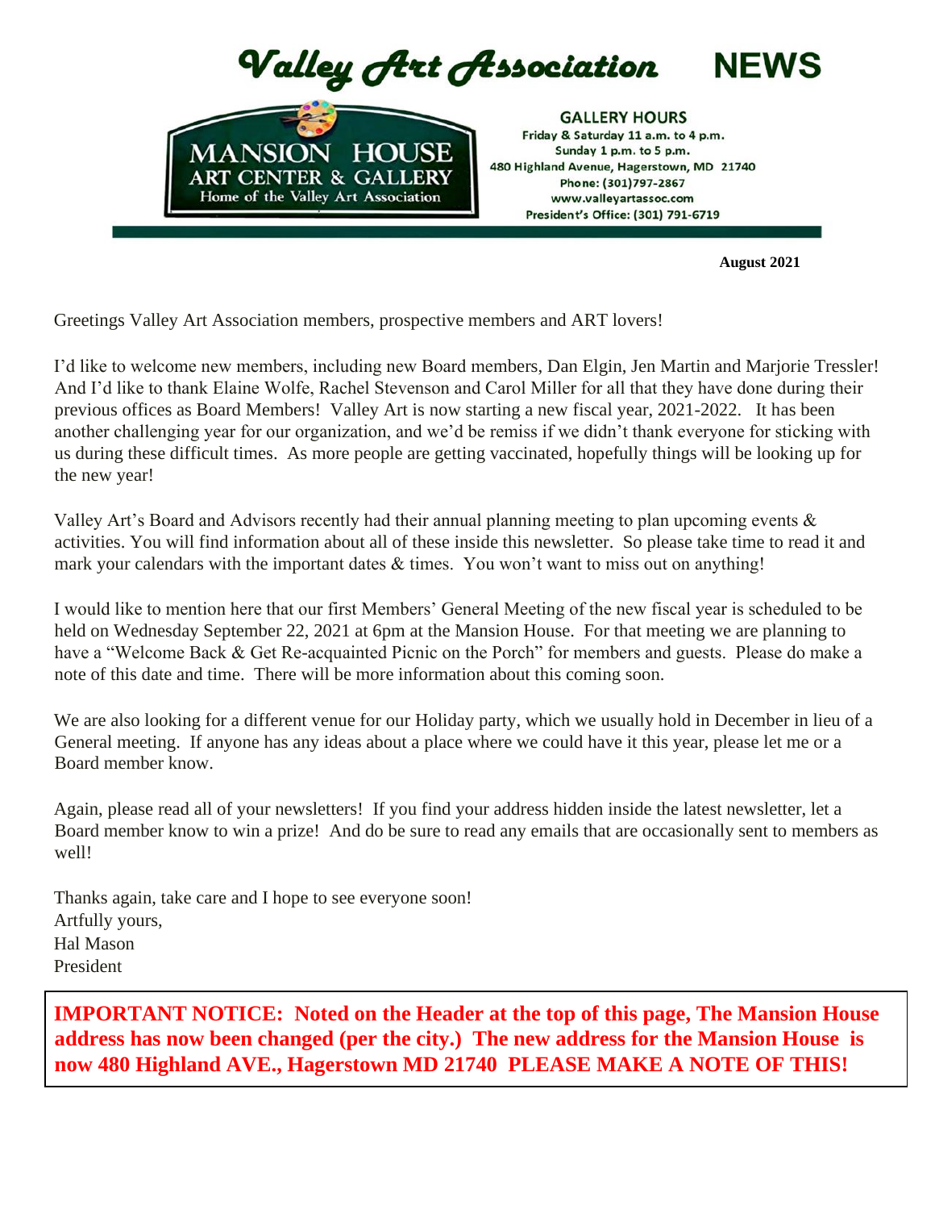# Valley Art Association NEWS

**MANSION HOUSE ART CENTER & GALLERY**
Home of the Valley Art Association

**GALLERY HOURS**
Friday & Saturday 11 a.m. to 4 p.m.
Sunday 1 p.m. to 5 p.m.
480 Highland Avenue, Hagerstown, MD 21740
Phone: (301)797-2867
www.valleyartassoc.com
President's Office: (301) 791-6719

**August 2021**

Greetings Valley Art Association members, prospective members and ART lovers!

I'd like to welcome new members, including new Board members, Dan Elgin, Jen Martin and Marjorie Tressler! And I'd like to thank Elaine Wolfe, Rachel Stevenson and Carol Miller for all that they have done during their previous offices as Board Members! Valley Art is now starting a new fiscal year, 2021-2022. It has been another challenging year for our organization, and we'd be remiss if we didn't thank everyone for sticking with us during these difficult times. As more people are getting vaccinated, hopefully things will be looking up for the new year!

Valley Art's Board and Advisors recently had their annual planning meeting to plan upcoming events & activities. You will find information about all of these inside this newsletter. So please take time to read it and mark your calendars with the important dates & times. You won't want to miss out on anything!

I would like to mention here that our first Members' General Meeting of the new fiscal year is scheduled to be held on Wednesday September 22, 2021 at 6pm at the Mansion House. For that meeting we are planning to have a "Welcome Back & Get Re-acquainted Picnic on the Porch" for members and guests. Please do make a note of this date and time. There will be more information about this coming soon.

We are also looking for a different venue for our Holiday party, which we usually hold in December in lieu of a General meeting. If anyone has any ideas about a place where we could have it this year, please let me or a Board member know.

Again, please read all of your newsletters! If you find your address hidden inside the latest newsletter, let a Board member know to win a prize! And do be sure to read any emails that are occasionally sent to members as well!

Thanks again, take care and I hope to see everyone soon!
Artfully yours,
Hal Mason
President

**IMPORTANT NOTICE: Noted on the Header at the top of this page, The Mansion House address has now been changed (per the city.) The new address for the Mansion House is now 480 Highland AVE., Hagerstown MD 21740 PLEASE MAKE A NOTE OF THIS!**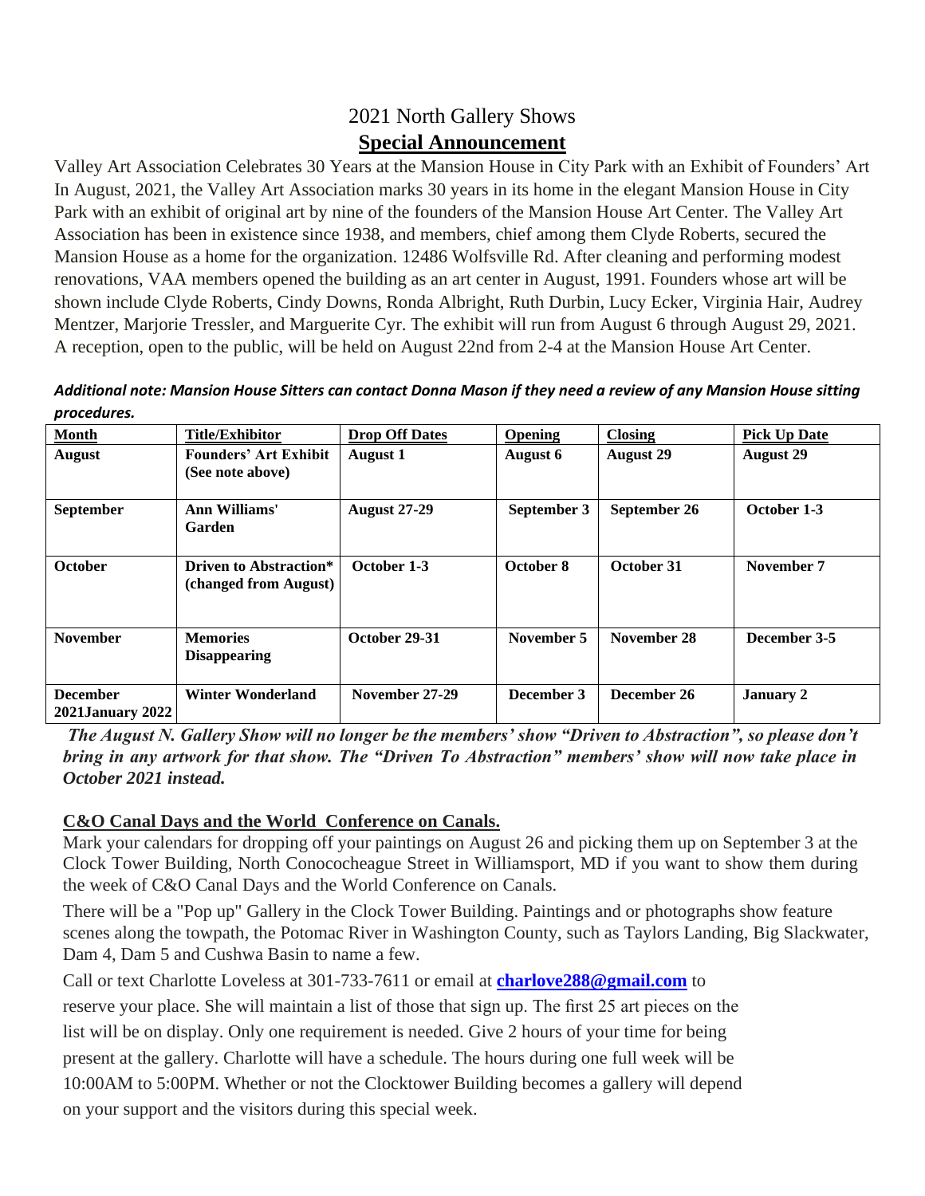# 2021 North Gallery Shows

## Special Announcement

Valley Art Association Celebrates 30 Years at the Mansion House in City Park with an Exhibit of Founders' Art In August, 2021, the Valley Art Association marks 30 years in its home in the elegant Mansion House in City Park with an exhibit of original art by nine of the founders of the Mansion House Art Center. The Valley Art Association has been in existence since 1938, and members, chief among them Clyde Roberts, secured the Mansion House as a home for the organization. 12486 Wolfsville Rd. After cleaning and performing modest renovations, VAA members opened the building as an art center in August, 1991. Founders whose art will be shown include Clyde Roberts, Cindy Downs, Ronda Albright, Ruth Durbin, Lucy Ecker, Virginia Hair, Audrey Mentzer, Marjorie Tressler, and Marguerite Cyr. The exhibit will run from August 6 through August 29, 2021. A reception, open to the public, will be held on August 22nd from 2-4 at the Mansion House Art Center.

***Additional note: Mansion House Sitters can contact Donna Mason if they need a review of any Mansion House sitting procedures.***

| Month | Title/Exhibitor | Drop Off Dates | Opening | Closing | Pick Up Date |
|---|---|---|---|---|---|
| **August** | **Founders' Art Exhibit (See note above)** | **August 1** | **August 6** | **August 29** | **August 29** |
| **September** | **Ann Williams' Garden** | **August 27-29** | **September 3** | **September 26** | **October 1-3** |
| **October** | **Driven to Abstraction* (changed from August)** | **October 1-3** | **October 8** | **October 31** | **November 7** |
| **November** | **Memories Disappearing** | **October 29-31** | **November 5** | **November 28** | **December 3-5** |
| **December 2021January 2022** | **Winter Wonderland** | **November 27-29** | **December 3** | **December 26** | **January 2** |

***The August N. Gallery Show will no longer be the members' show "Driven to Abstraction", so please don't bring in any artwork for that show. The "Driven To Abstraction" members' show will now take place in October 2021 instead.***

## C&O Canal Days and the World Conference on Canals.

Mark your calendars for dropping off your paintings on August 26 and picking them up on September 3 at the Clock Tower Building, North Conococheague Street in Williamsport, MD if you want to show them during the week of C&O Canal Days and the World Conference on Canals.

There will be a "Pop up" Gallery in the Clock Tower Building. Paintings and or photographs show feature scenes along the towpath, the Potomac River in Washington County, such as Taylors Landing, Big Slackwater, Dam 4, Dam 5 and Cushwa Basin to name a few.

Call or text Charlotte Loveless at 301-733-7611 or email at **charlove288@gmail.com** to reserve your place. She will maintain a list of those that sign up. The first 25 art pieces on the list will be on display. Only one requirement is needed. Give 2 hours of your time for being present at the gallery. Charlotte will have a schedule. The hours during one full week will be 10:00AM to 5:00PM. Whether or not the Clocktower Building becomes a gallery will depend on your support and the visitors during this special week.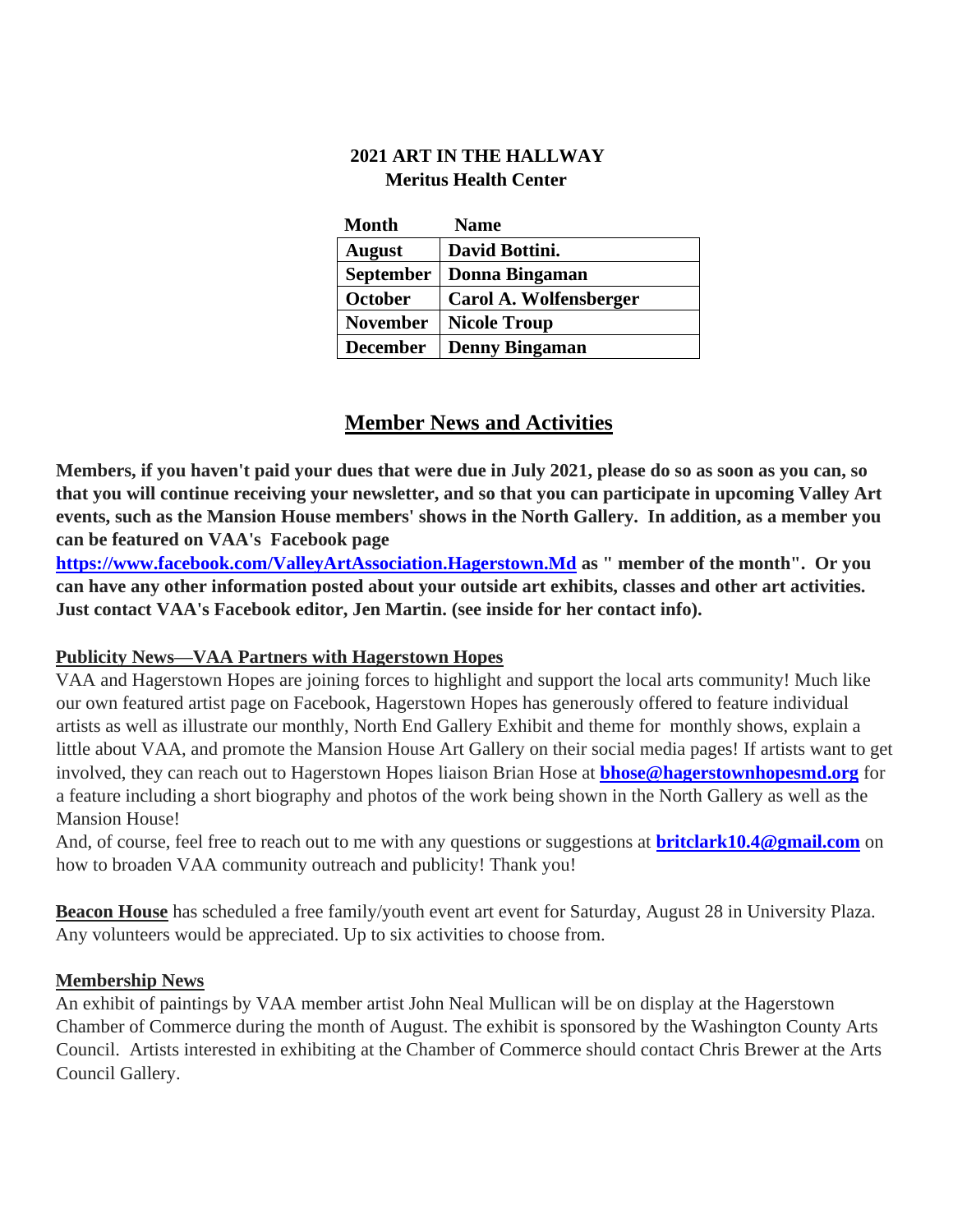**2021 ART IN THE HALLWAY**
**Meritus Health Center**

| Month | Name |
|---|---|
| **August** | **David Bottini.** |
| **September** | **Donna Bingaman** |
| **October** | **Carol A. Wolfensberger** |
| **November** | **Nicole Troup** |
| **December** | **Denny Bingaman** |

## Member News and Activities

**Members, if you haven't paid your dues that were due in July 2021, please do so as soon as you can, so that you will continue receiving your newsletter, and so that you can participate in upcoming Valley Art events, such as the Mansion House members' shows in the North Gallery. In addition, as a member you can be featured on VAA's Facebook page https://www.facebook.com/ValleyArtAssociation.Hagerstown.Md as " member of the month". Or you can have any other information posted about your outside art exhibits, classes and other art activities. Just contact VAA's Facebook editor, Jen Martin. (see inside for her contact info).**

**Publicity News—VAA Partners with Hagerstown Hopes**

VAA and Hagerstown Hopes are joining forces to highlight and support the local arts community! Much like our own featured artist page on Facebook, Hagerstown Hopes has generously offered to feature individual artists as well as illustrate our monthly, North End Gallery Exhibit and theme for monthly shows, explain a little about VAA, and promote the Mansion House Art Gallery on their social media pages! If artists want to get involved, they can reach out to Hagerstown Hopes liaison Brian Hose at **bhose@hagerstownhopesmd.org** for a feature including a short biography and photos of the work being shown in the North Gallery as well as the Mansion House!

And, of course, feel free to reach out to me with any questions or suggestions at **britclark10.4@gmail.com** on how to broaden VAA community outreach and publicity! Thank you!

**Beacon House** has scheduled a free family/youth event art event for Saturday, August 28 in University Plaza. Any volunteers would be appreciated. Up to six activities to choose from.

**Membership News**

An exhibit of paintings by VAA member artist John Neal Mullican will be on display at the Hagerstown Chamber of Commerce during the month of August. The exhibit is sponsored by the Washington County Arts Council. Artists interested in exhibiting at the Chamber of Commerce should contact Chris Brewer at the Arts Council Gallery.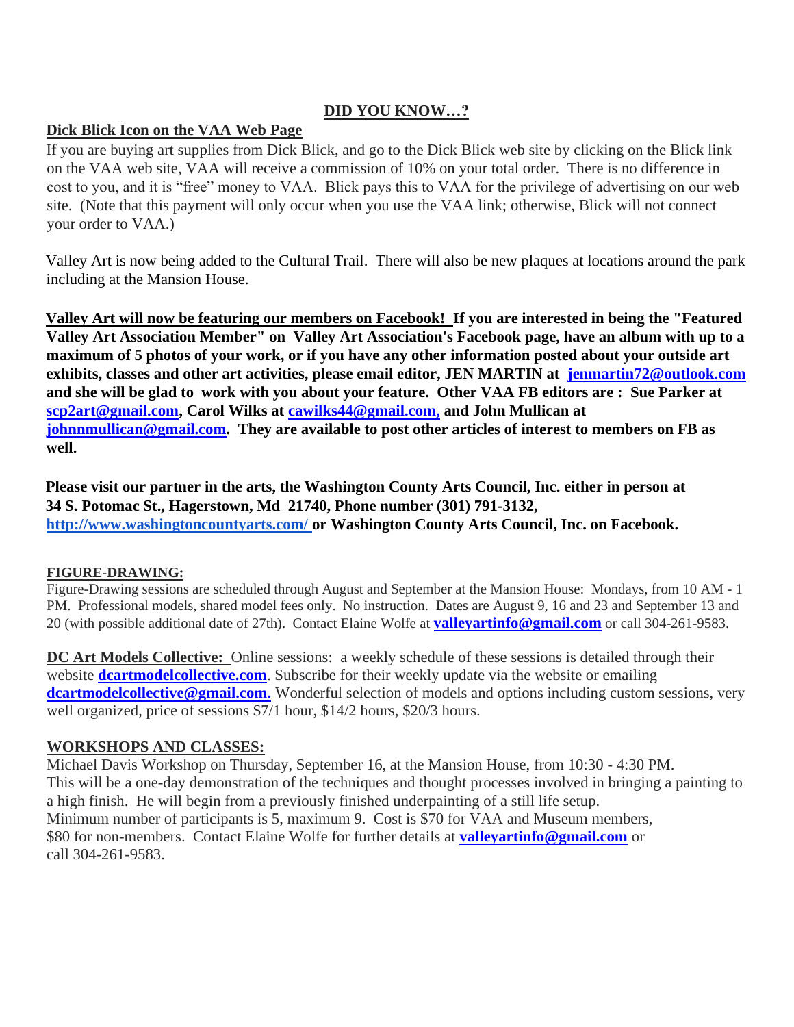## DID YOU KNOW…?

### Dick Blick Icon on the VAA Web Page

If you are buying art supplies from Dick Blick, and go to the Dick Blick web site by clicking on the Blick link on the VAA web site, VAA will receive a commission of 10% on your total order. There is no difference in cost to you, and it is "free" money to VAA. Blick pays this to VAA for the privilege of advertising on our web site. (Note that this payment will only occur when you use the VAA link; otherwise, Blick will not connect your order to VAA.)

Valley Art is now being added to the Cultural Trail. There will also be new plaques at locations around the park including at the Mansion House.

**Valley Art will now be featuring our members on Facebook! If you are interested in being the "Featured Valley Art Association Member" on Valley Art Association's Facebook page, have an album with up to a maximum of 5 photos of your work, or if you have any other information posted about your outside art exhibits, classes and other art activities, please email editor, JEN MARTIN at jenmartin72@outlook.com and she will be glad to work with you about your feature. Other VAA FB editors are : Sue Parker at scp2art@gmail.com, Carol Wilks at cawilks44@gmail.com, and John Mullican at johnnmullican@gmail.com. They are available to post other articles of interest to members on FB as well.**

**Please visit our partner in the arts, the Washington County Arts Council, Inc. either in person at 34 S. Potomac St., Hagerstown, Md 21740, Phone number (301) 791-3132, http://www.washingtoncountyarts.com/ or Washington County Arts Council, Inc. on Facebook.**

### FIGURE-DRAWING:

Figure-Drawing sessions are scheduled through August and September at the Mansion House: Mondays, from 10 AM - 1 PM. Professional models, shared model fees only. No instruction. Dates are August 9, 16 and 23 and September 13 and 20 (with possible additional date of 27th). Contact Elaine Wolfe at **valleyartinfo@gmail.com** or call 304-261-9583.

**DC Art Models Collective:** Online sessions: a weekly schedule of these sessions is detailed through their website **dcartmodelcollective.com**. Subscribe for their weekly update via the website or emailing **dcartmodelcollective@gmail.com.** Wonderful selection of models and options including custom sessions, very well organized, price of sessions $7/1 hour, $14/2 hours, $20/3 hours.

### WORKSHOPS AND CLASSES:

Michael Davis Workshop on Thursday, September 16, at the Mansion House, from 10:30 - 4:30 PM.
This will be a one-day demonstration of the techniques and thought processes involved in bringing a painting to a high finish. He will begin from a previously finished underpainting of a still life setup.
Minimum number of participants is 5, maximum 9. Cost is $70 for VAA and Museum members, $80 for non-members. Contact Elaine Wolfe for further details at **valleyartinfo@gmail.com** or call 304-261-9583.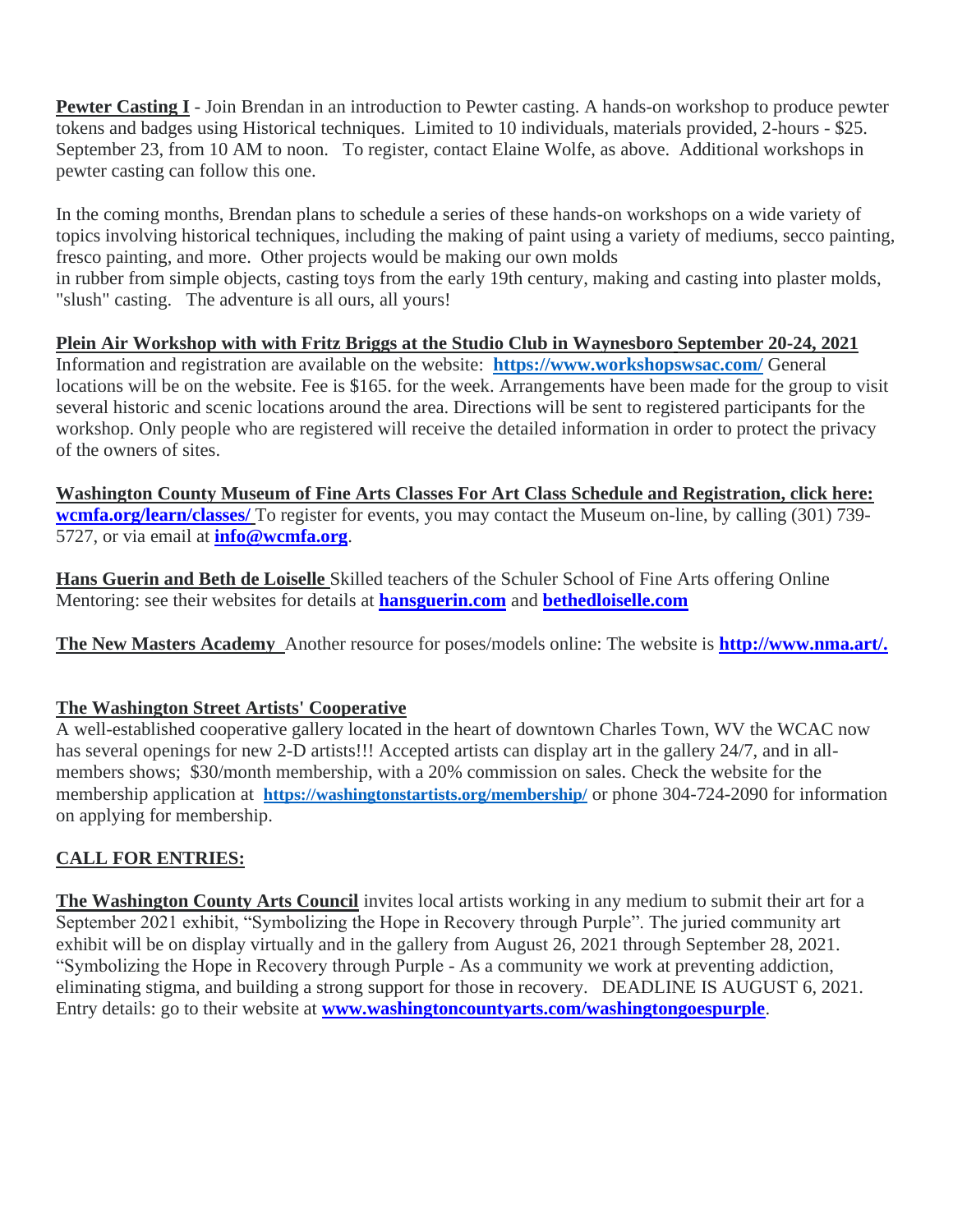**Pewter Casting I** - Join Brendan in an introduction to Pewter casting. A hands-on workshop to produce pewter tokens and badges using Historical techniques. Limited to 10 individuals, materials provided, 2-hours - $25. September 23, from 10 AM to noon. To register, contact Elaine Wolfe, as above. Additional workshops in pewter casting can follow this one.

In the coming months, Brendan plans to schedule a series of these hands-on workshops on a wide variety of topics involving historical techniques, including the making of paint using a variety of mediums, secco painting, fresco painting, and more. Other projects would be making our own molds
in rubber from simple objects, casting toys from the early 19th century, making and casting into plaster molds, "slush" casting. The adventure is all ours, all yours!

**Plein Air Workshop with with Fritz Briggs at the Studio Club in Waynesboro September 20-24, 2021**
Information and registration are available on the website: **https://www.workshopswsac.com/** General locations will be on the website. Fee is $165. for the week. Arrangements have been made for the group to visit several historic and scenic locations around the area. Directions will be sent to registered participants for the workshop. Only people who are registered will receive the detailed information in order to protect the privacy of the owners of sites.

**Washington County Museum of Fine Arts Classes For Art Class Schedule and Registration, click here:** **wcmfa.org/learn/classes/** To register for events, you may contact the Museum on-line, by calling (301) 739-5727, or via email at **info@wcmfa.org**.

**Hans Guerin and Beth de Loiselle** Skilled teachers of the Schuler School of Fine Arts offering Online Mentoring: see their websites for details at **hansguerin.com** and **bethedloiselle.com**

**The New Masters Academy** Another resource for poses/models online: The website is **http://www.nma.art/.**

**The Washington Street Artists' Cooperative**
A well-established cooperative gallery located in the heart of downtown Charles Town, WV the WCAC now has several openings for new 2-D artists!!! Accepted artists can display art in the gallery 24/7, and in all-members shows; $30/month membership, with a 20% commission on sales. Check the website for the membership application at **https://washingtonstartists.org/membership/** or phone 304-724-2090 for information on applying for membership.

**CALL FOR ENTRIES:**

**The Washington County Arts Council** invites local artists working in any medium to submit their art for a September 2021 exhibit, "Symbolizing the Hope in Recovery through Purple". The juried community art exhibit will be on display virtually and in the gallery from August 26, 2021 through September 28, 2021. "Symbolizing the Hope in Recovery through Purple - As a community we work at preventing addiction, eliminating stigma, and building a strong support for those in recovery. DEADLINE IS AUGUST 6, 2021. Entry details: go to their website at **www.washingtoncountyarts.com/washingtongoespurple**.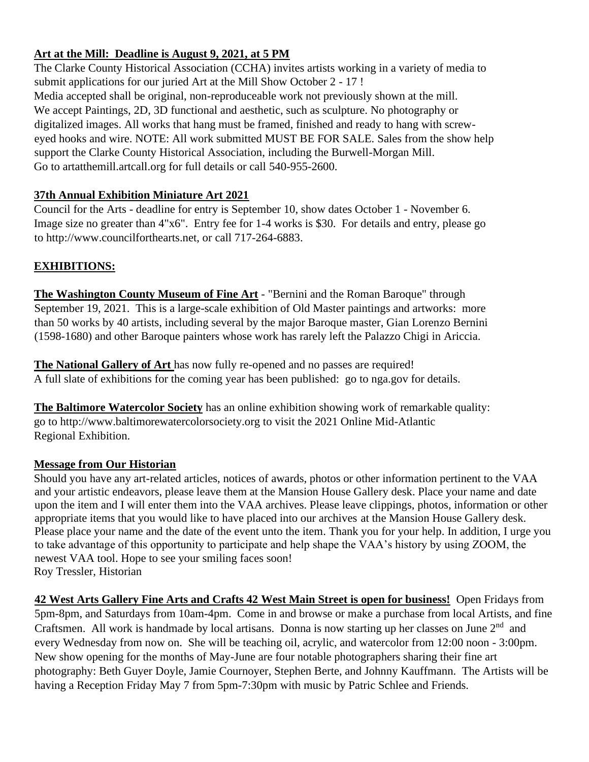**Art at the Mill: Deadline is August 9, 2021, at 5 PM**

The Clarke County Historical Association (CCHA) invites artists working in a variety of media to submit applications for our juried Art at the Mill Show October 2 - 17 !
Media accepted shall be original, non-reproduceable work not previously shown at the mill.
We accept Paintings, 2D, 3D functional and aesthetic, such as sculpture. No photography or digitalized images. All works that hang must be framed, finished and ready to hang with screw-eyed hooks and wire. NOTE: All work submitted MUST BE FOR SALE. Sales from the show help support the Clarke County Historical Association, including the Burwell-Morgan Mill.
Go to artatthemill.artcall.org for full details or call 540-955-2600.

**37th Annual Exhibition Miniature Art 2021**

Council for the Arts - deadline for entry is September 10, show dates October 1 - November 6. Image size no greater than 4"x6". Entry fee for 1-4 works is $30. For details and entry, please go to http://www.councilforthearts.net, or call 717-264-6883.

**EXHIBITIONS:**

**The Washington County Museum of Fine Art** - "Bernini and the Roman Baroque" through September 19, 2021. This is a large-scale exhibition of Old Master paintings and artworks: more than 50 works by 40 artists, including several by the major Baroque master, Gian Lorenzo Bernini (1598-1680) and other Baroque painters whose work has rarely left the Palazzo Chigi in Ariccia.

**The National Gallery of Art** has now fully re-opened and no passes are required!
A full slate of exhibitions for the coming year has been published: go to nga.gov for details.

**The Baltimore Watercolor Society** has an online exhibition showing work of remarkable quality: go to http://www.baltimorewatercolorsociety.org to visit the 2021 Online Mid-Atlantic Regional Exhibition.

**Message from Our Historian**

Should you have any art-related articles, notices of awards, photos or other information pertinent to the VAA and your artistic endeavors, please leave them at the Mansion House Gallery desk. Place your name and date upon the item and I will enter them into the VAA archives. Please leave clippings, photos, information or other appropriate items that you would like to have placed into our archives at the Mansion House Gallery desk. Please place your name and the date of the event unto the item. Thank you for your help. In addition, I urge you to take advantage of this opportunity to participate and help shape the VAA's history by using ZOOM, the newest VAA tool. Hope to see your smiling faces soon!
Roy Tressler, Historian

**42 West Arts Gallery Fine Arts and Crafts 42 West Main Street is open for business!** Open Fridays from 5pm-8pm, and Saturdays from 10am-4pm. Come in and browse or make a purchase from local Artists, and fine Craftsmen. All work is handmade by local artisans. Donna is now starting up her classes on June 2nd and every Wednesday from now on. She will be teaching oil, acrylic, and watercolor from 12:00 noon - 3:00pm. New show opening for the months of May-June are four notable photographers sharing their fine art photography: Beth Guyer Doyle, Jamie Cournoyer, Stephen Berte, and Johnny Kauffmann. The Artists will be having a Reception Friday May 7 from 5pm-7:30pm with music by Patric Schlee and Friends.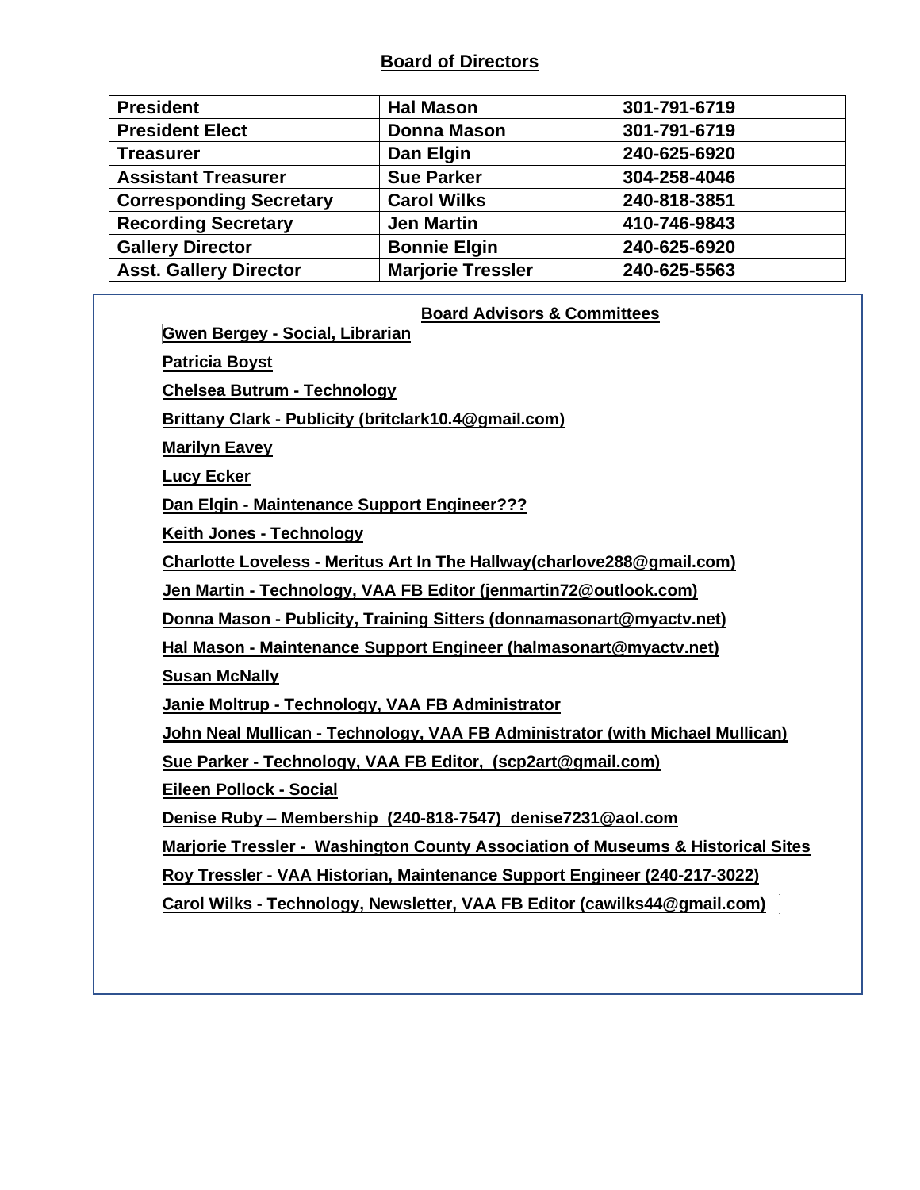## Board of Directors

| | | |
|---|---|---|
| **President** | **Hal Mason** | **301-791-6719** |
| **President Elect** | **Donna Mason** | **301-791-6719** |
| **Treasurer** | **Dan Elgin** | **240-625-6920** |
| **Assistant Treasurer** | **Sue Parker** | **304-258-4046** |
| **Corresponding Secretary** | **Carol Wilks** | **240-818-3851** |
| **Recording Secretary** | **Jen Martin** | **410-746-9843** |
| **Gallery Director** | **Bonnie Elgin** | **240-625-6920** |
| **Asst. Gallery Director** | **Marjorie Tressler** | **240-625-5563** |

### Board Advisors & Committees

**Gwen Bergey - Social, Librarian**

**Patricia Boyst**

**Chelsea Butrum - Technology**

**Brittany Clark - Publicity (britclark10.4@gmail.com)**

**Marilyn Eavey**

**Lucy Ecker**

**Dan Elgin - Maintenance Support Engineer???**

**Keith Jones - Technology**

**Charlotte Loveless - Meritus Art In The Hallway(charlove288@gmail.com)**

**Jen Martin - Technology, VAA FB Editor (jenmartin72@outlook.com)**

**Donna Mason - Publicity, Training Sitters (donnamasonart@myactv.net)**

**Hal Mason - Maintenance Support Engineer (halmasonart@myactv.net)**

**Susan McNally**

**Janie Moltrup - Technology, VAA FB Administrator**

**John Neal Mullican - Technology, VAA FB Administrator (with Michael Mullican)**

**Sue Parker - Technology, VAA FB Editor, (scp2art@gmail.com)**

**Eileen Pollock - Social**

**Denise Ruby – Membership (240-818-7547) denise7231@aol.com**

**Marjorie Tressler - Washington County Association of Museums & Historical Sites**

**Roy Tressler - VAA Historian, Maintenance Support Engineer (240-217-3022)**

**Carol Wilks - Technology, Newsletter, VAA FB Editor (cawilks44@gmail.com)**